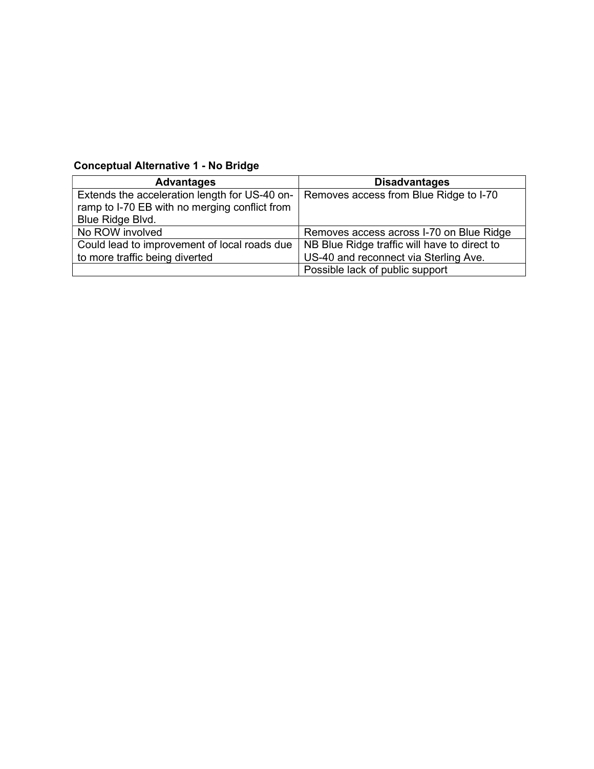**Conceptual Alternative 1 - No Bridge**

| Advantages | Disadvantages |
|---|---|
| Extends the acceleration length for US-40 on-ramp to I-70 EB with no merging conflict from Blue Ridge Blvd. | Removes access from Blue Ridge to I-70 |
| No ROW involved | Removes access across I-70 on Blue Ridge |
| Could lead to improvement of local roads due to more traffic being diverted | NB Blue Ridge traffic will have to direct to US-40 and reconnect via Sterling Ave. |
| | Possible lack of public support |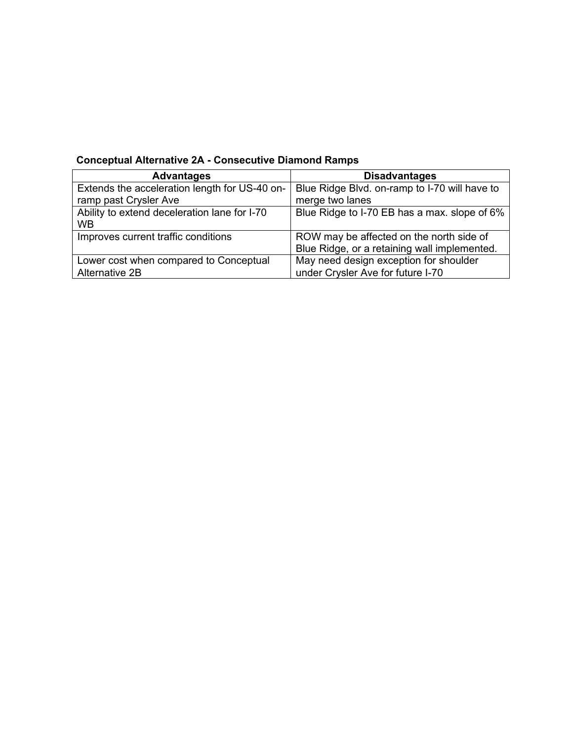**Conceptual Alternative 2A - Consecutive Diamond Ramps**

| Advantages | Disadvantages |
| --- | --- |
| Extends the acceleration length for US-40 on-ramp past Crysler Ave | Blue Ridge Blvd. on-ramp to I-70 will have to merge two lanes |
| Ability to extend deceleration lane for I-70 WB | Blue Ridge to I-70 EB has a max. slope of 6% |
| Improves current traffic conditions | ROW may be affected on the north side of Blue Ridge, or a retaining wall implemented. |
| Lower cost when compared to Conceptual Alternative 2B | May need design exception for shoulder under Crysler Ave for future I-70 |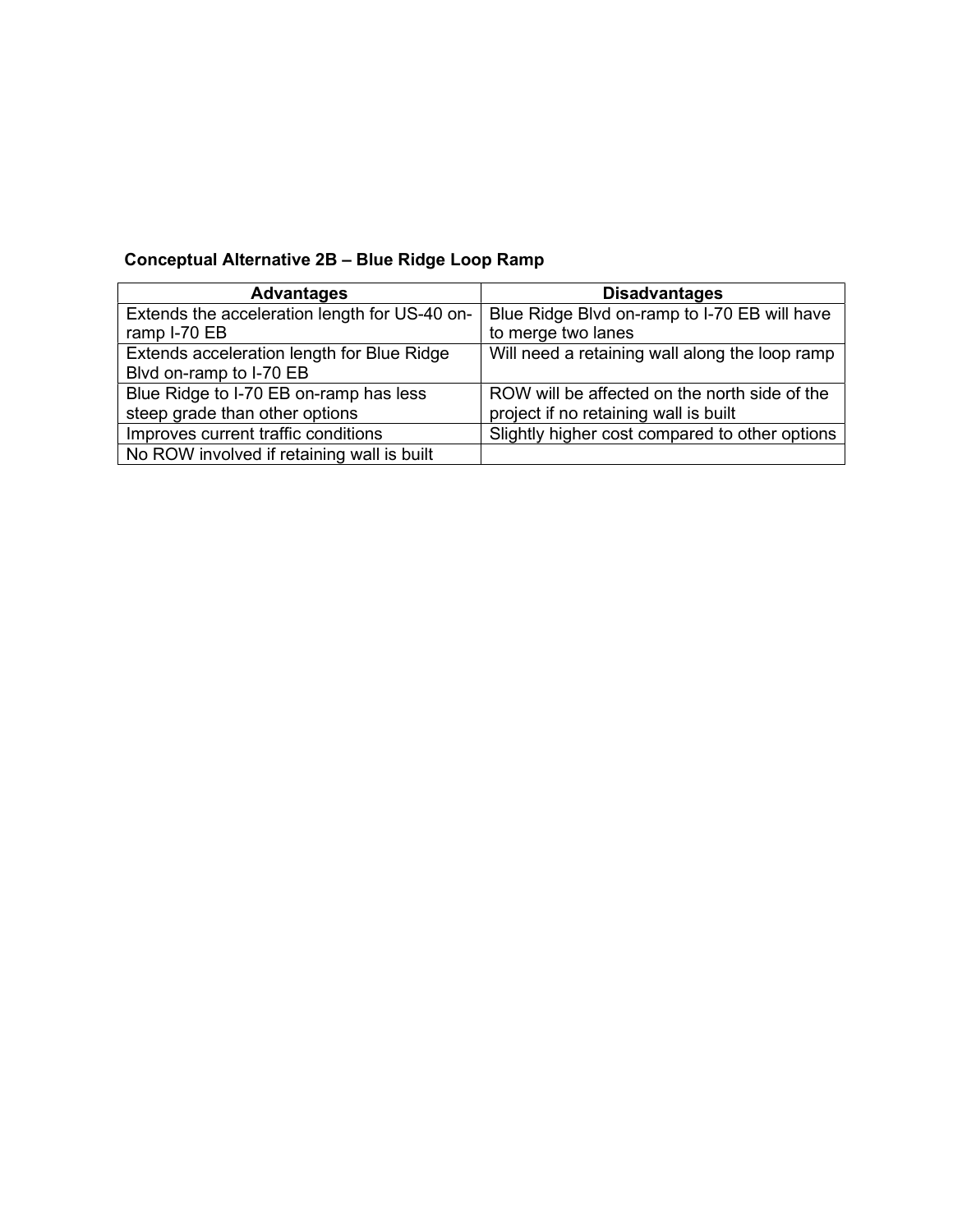**Conceptual Alternative 2B – Blue Ridge Loop Ramp**

| Advantages | Disadvantages |
|---|---|
| Extends the acceleration length for US-40 on-ramp I-70 EB | Blue Ridge Blvd on-ramp to I-70 EB will have to merge two lanes |
| Extends acceleration length for Blue Ridge Blvd on-ramp to I-70 EB | Will need a retaining wall along the loop ramp |
| Blue Ridge to I-70 EB on-ramp has less steep grade than other options | ROW will be affected on the north side of the project if no retaining wall is built |
| Improves current traffic conditions | Slightly higher cost compared to other options |
| No ROW involved if retaining wall is built | |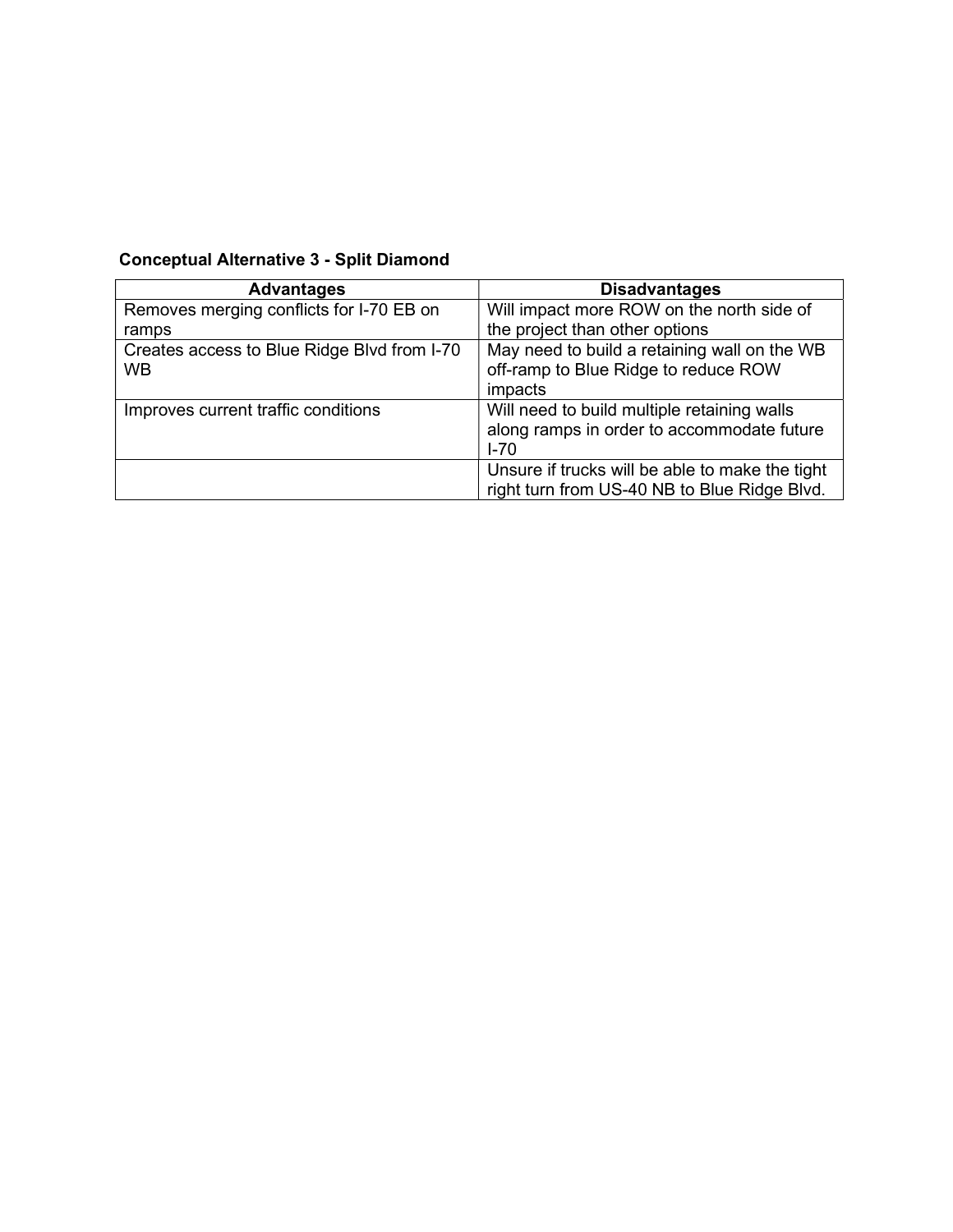**Conceptual Alternative 3 - Split Diamond**

| Advantages | Disadvantages |
|---|---|
| Removes merging conflicts for I-70 EB on ramps | Will impact more ROW on the north side of the project than other options |
| Creates access to Blue Ridge Blvd from I-70 WB | May need to build a retaining wall on the WB off-ramp to Blue Ridge to reduce ROW impacts |
| Improves current traffic conditions | Will need to build multiple retaining walls along ramps in order to accommodate future I-70 |
| | Unsure if trucks will be able to make the tight right turn from US-40 NB to Blue Ridge Blvd. |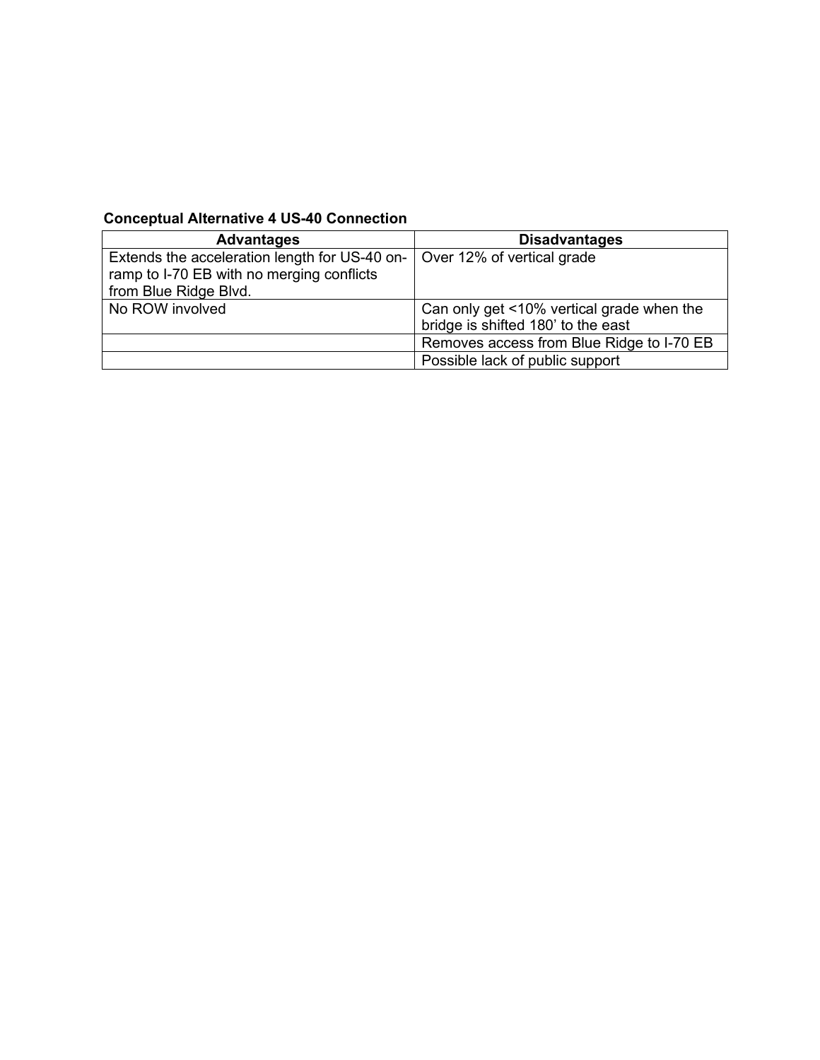**Conceptual Alternative 4 US-40 Connection**

| Advantages | Disadvantages |
|---|---|
| Extends the acceleration length for US-40 on-ramp to I-70 EB with no merging conflicts from Blue Ridge Blvd. | Over 12% of vertical grade |
| No ROW involved | Can only get <10% vertical grade when the bridge is shifted 180' to the east |
| | Removes access from Blue Ridge to I-70 EB |
| | Possible lack of public support |